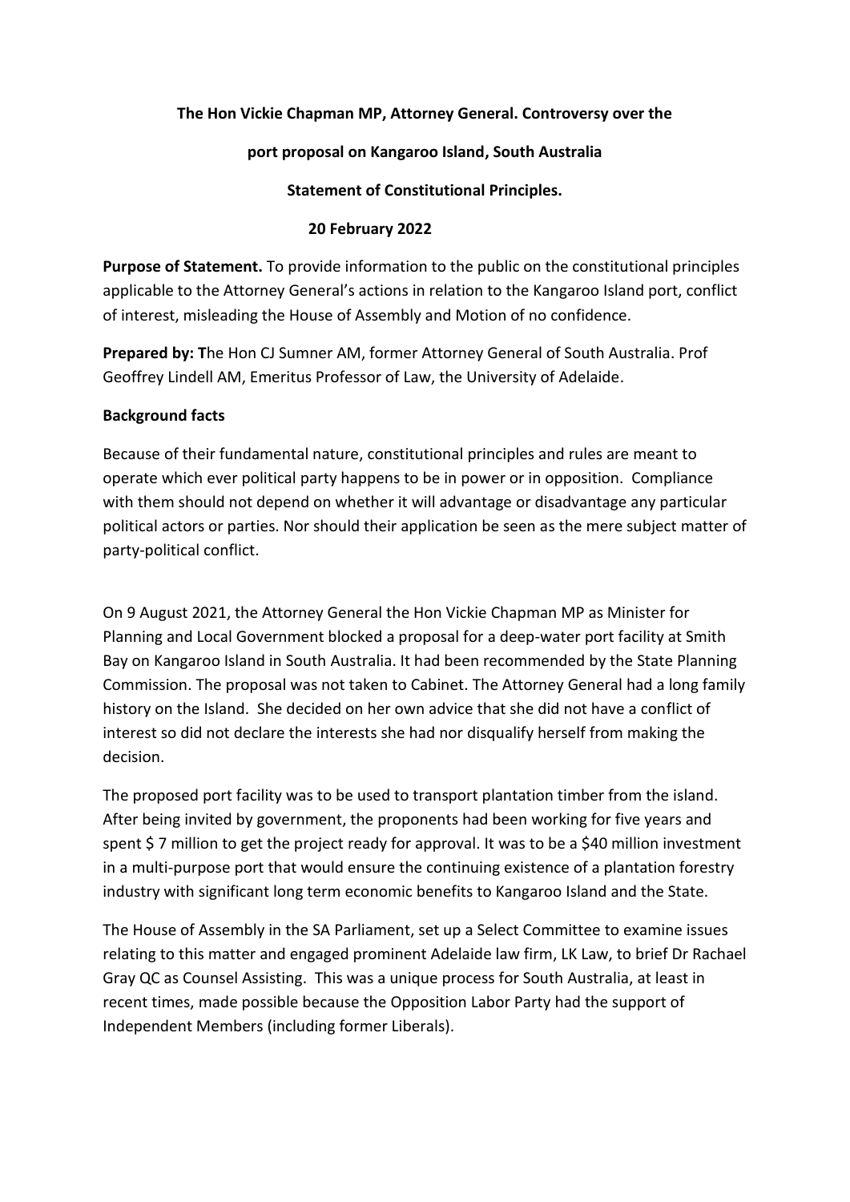**The Hon Vickie Chapman MP, Attorney General. Controversy over the port proposal on Kangaroo Island, South Australia**

**Statement of Constitutional Principles.**

**20 February 2022**

**Purpose of Statement.** To provide information to the public on the constitutional principles applicable to the Attorney General's actions in relation to the Kangaroo Island port, conflict of interest, misleading the House of Assembly and Motion of no confidence.

**Prepared by: T**he Hon CJ Sumner AM, former Attorney General of South Australia. Prof Geoffrey Lindell AM, Emeritus Professor of Law, the University of Adelaide.

**Background facts**

Because of their fundamental nature, constitutional principles and rules are meant to operate which ever political party happens to be in power or in opposition. Compliance with them should not depend on whether it will advantage or disadvantage any particular political actors or parties. Nor should their application be seen as the mere subject matter of party-political conflict.

On 9 August 2021, the Attorney General the Hon Vickie Chapman MP as Minister for Planning and Local Government blocked a proposal for a deep-water port facility at Smith Bay on Kangaroo Island in South Australia. It had been recommended by the State Planning Commission. The proposal was not taken to Cabinet. The Attorney General had a long family history on the Island. She decided on her own advice that she did not have a conflict of interest so did not declare the interests she had nor disqualify herself from making the decision.

The proposed port facility was to be used to transport plantation timber from the island. After being invited by government, the proponents had been working for five years and spent $ 7 million to get the project ready for approval. It was to be a $40 million investment in a multi-purpose port that would ensure the continuing existence of a plantation forestry industry with significant long term economic benefits to Kangaroo Island and the State.

The House of Assembly in the SA Parliament, set up a Select Committee to examine issues relating to this matter and engaged prominent Adelaide law firm, LK Law, to brief Dr Rachael Gray QC as Counsel Assisting. This was a unique process for South Australia, at least in recent times, made possible because the Opposition Labor Party had the support of Independent Members (including former Liberals).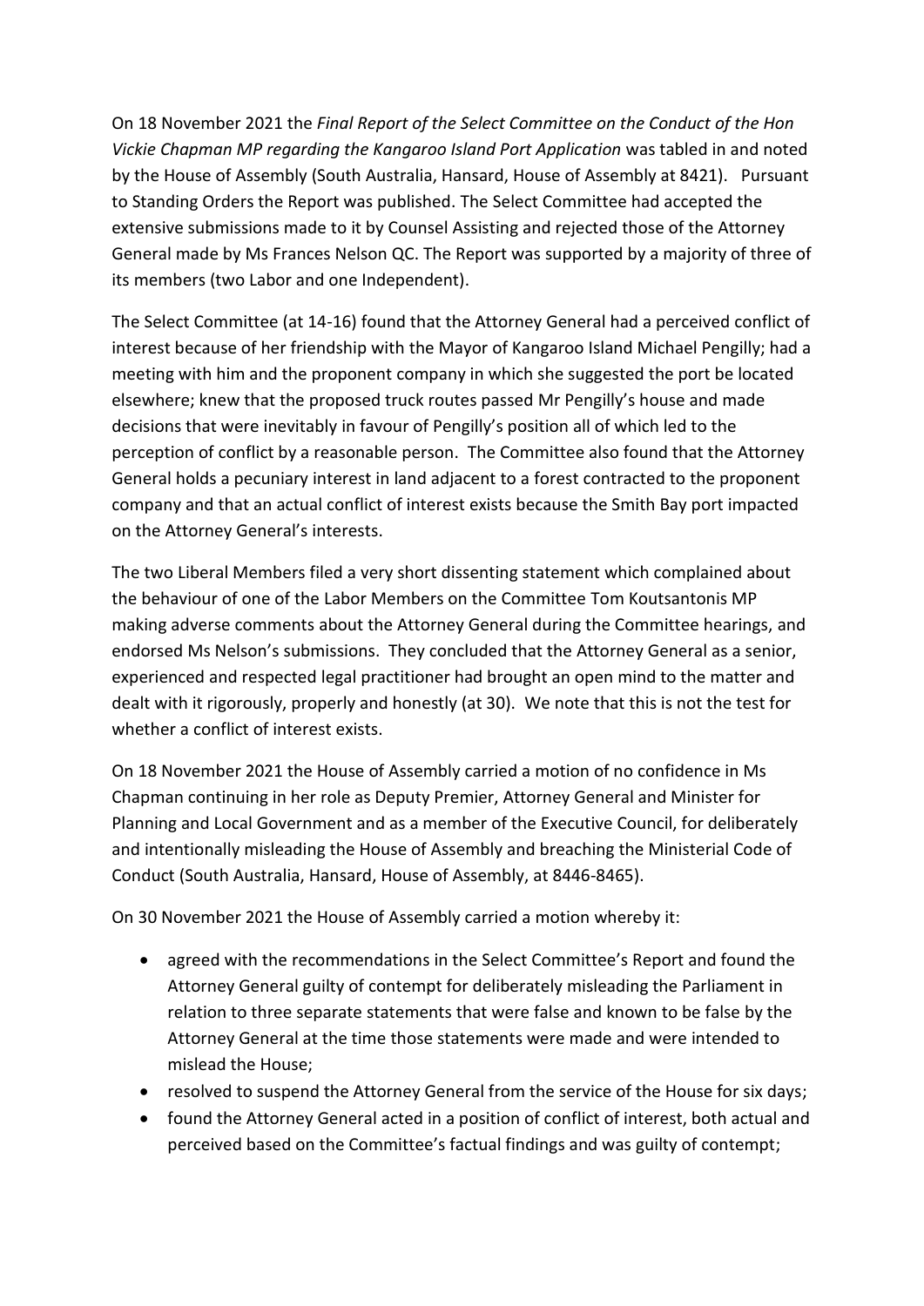On 18 November 2021 the *Final Report of the Select Committee on the Conduct of the Hon Vickie Chapman MP regarding the Kangaroo Island Port Application* was tabled in and noted by the House of Assembly (South Australia, Hansard, House of Assembly at 8421). Pursuant to Standing Orders the Report was published. The Select Committee had accepted the extensive submissions made to it by Counsel Assisting and rejected those of the Attorney General made by Ms Frances Nelson QC. The Report was supported by a majority of three of its members (two Labor and one Independent).

The Select Committee (at 14-16) found that the Attorney General had a perceived conflict of interest because of her friendship with the Mayor of Kangaroo Island Michael Pengilly; had a meeting with him and the proponent company in which she suggested the port be located elsewhere; knew that the proposed truck routes passed Mr Pengilly's house and made decisions that were inevitably in favour of Pengilly's position all of which led to the perception of conflict by a reasonable person. The Committee also found that the Attorney General holds a pecuniary interest in land adjacent to a forest contracted to the proponent company and that an actual conflict of interest exists because the Smith Bay port impacted on the Attorney General's interests.

The two Liberal Members filed a very short dissenting statement which complained about the behaviour of one of the Labor Members on the Committee Tom Koutsantonis MP making adverse comments about the Attorney General during the Committee hearings, and endorsed Ms Nelson's submissions. They concluded that the Attorney General as a senior, experienced and respected legal practitioner had brought an open mind to the matter and dealt with it rigorously, properly and honestly (at 30). We note that this is not the test for whether a conflict of interest exists.

On 18 November 2021 the House of Assembly carried a motion of no confidence in Ms Chapman continuing in her role as Deputy Premier, Attorney General and Minister for Planning and Local Government and as a member of the Executive Council, for deliberately and intentionally misleading the House of Assembly and breaching the Ministerial Code of Conduct (South Australia, Hansard, House of Assembly, at 8446-8465).

On 30 November 2021 the House of Assembly carried a motion whereby it:

- agreed with the recommendations in the Select Committee's Report and found the Attorney General guilty of contempt for deliberately misleading the Parliament in relation to three separate statements that were false and known to be false by the Attorney General at the time those statements were made and were intended to mislead the House;
- resolved to suspend the Attorney General from the service of the House for six days;
- found the Attorney General acted in a position of conflict of interest, both actual and perceived based on the Committee's factual findings and was guilty of contempt;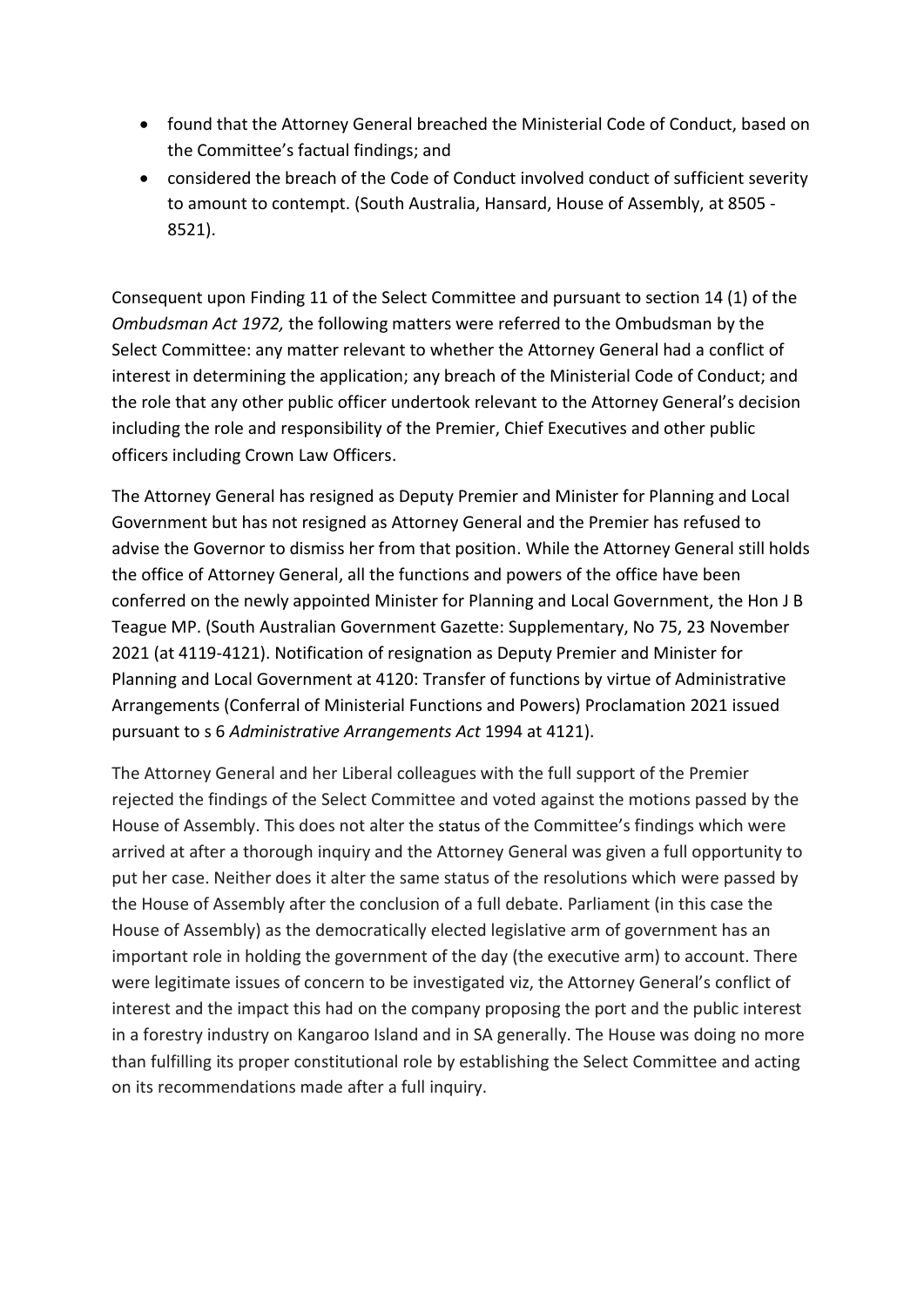- found that the Attorney General breached the Ministerial Code of Conduct, based on the Committee's factual findings; and
- considered the breach of the Code of Conduct involved conduct of sufficient severity to amount to contempt. (South Australia, Hansard, House of Assembly, at 8505 - 8521).

Consequent upon Finding 11 of the Select Committee and pursuant to section 14 (1) of the *Ombudsman Act 1972,* the following matters were referred to the Ombudsman by the Select Committee: any matter relevant to whether the Attorney General had a conflict of interest in determining the application; any breach of the Ministerial Code of Conduct; and the role that any other public officer undertook relevant to the Attorney General's decision including the role and responsibility of the Premier, Chief Executives and other public officers including Crown Law Officers.

The Attorney General has resigned as Deputy Premier and Minister for Planning and Local Government but has not resigned as Attorney General and the Premier has refused to advise the Governor to dismiss her from that position. While the Attorney General still holds the office of Attorney General, all the functions and powers of the office have been conferred on the newly appointed Minister for Planning and Local Government, the Hon J B Teague MP. (South Australian Government Gazette: Supplementary, No 75, 23 November 2021 (at 4119-4121). Notification of resignation as Deputy Premier and Minister for Planning and Local Government at 4120: Transfer of functions by virtue of Administrative Arrangements (Conferral of Ministerial Functions and Powers) Proclamation 2021 issued pursuant to s 6 *Administrative Arrangements Act* 1994 at 4121).

The Attorney General and her Liberal colleagues with the full support of the Premier rejected the findings of the Select Committee and voted against the motions passed by the House of Assembly. This does not alter the status of the Committee's findings which were arrived at after a thorough inquiry and the Attorney General was given a full opportunity to put her case. Neither does it alter the same status of the resolutions which were passed by the House of Assembly after the conclusion of a full debate. Parliament (in this case the House of Assembly) as the democratically elected legislative arm of government has an important role in holding the government of the day (the executive arm) to account. There were legitimate issues of concern to be investigated viz, the Attorney General's conflict of interest and the impact this had on the company proposing the port and the public interest in a forestry industry on Kangaroo Island and in SA generally. The House was doing no more than fulfilling its proper constitutional role by establishing the Select Committee and acting on its recommendations made after a full inquiry.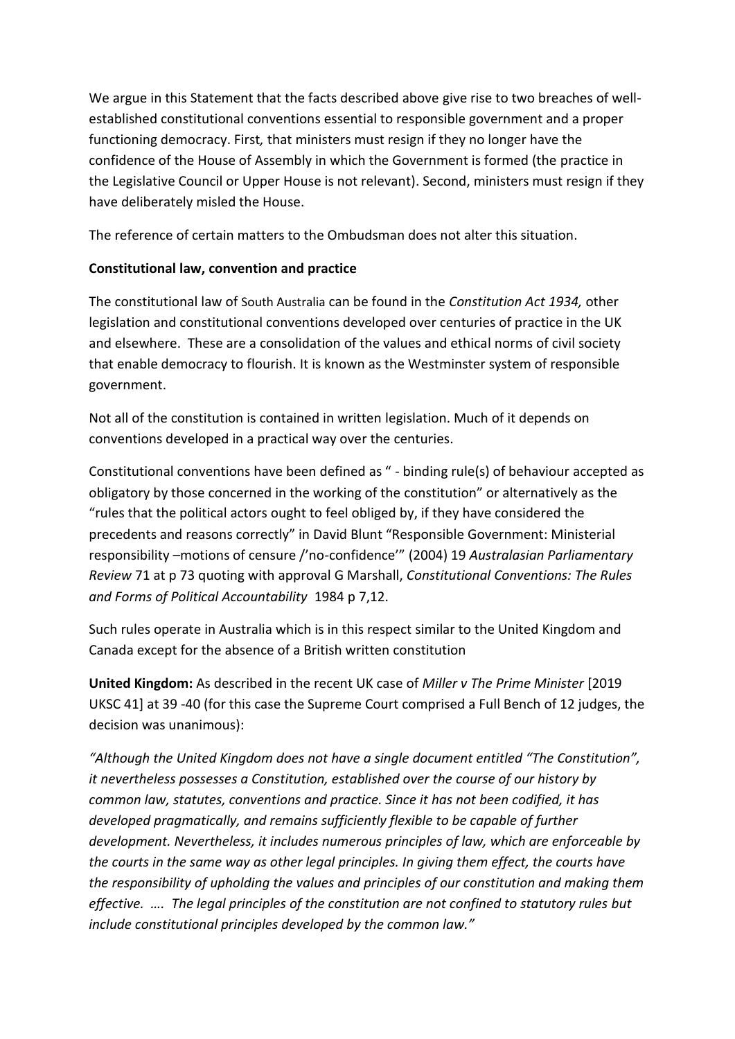We argue in this Statement that the facts described above give rise to two breaches of well-established constitutional conventions essential to responsible government and a proper functioning democracy. First*,* that ministers must resign if they no longer have the confidence of the House of Assembly in which the Government is formed (the practice in the Legislative Council or Upper House is not relevant). Second, ministers must resign if they have deliberately misled the House.

The reference of certain matters to the Ombudsman does not alter this situation.

**Constitutional law, convention and practice**

The constitutional law of South Australia can be found in the *Constitution Act 1934,* other legislation and constitutional conventions developed over centuries of practice in the UK and elsewhere. These are a consolidation of the values and ethical norms of civil society that enable democracy to flourish. It is known as the Westminster system of responsible government.

Not all of the constitution is contained in written legislation. Much of it depends on conventions developed in a practical way over the centuries.

Constitutional conventions have been defined as " - binding rule(s) of behaviour accepted as obligatory by those concerned in the working of the constitution" or alternatively as the "rules that the political actors ought to feel obliged by, if they have considered the precedents and reasons correctly" in David Blunt "Responsible Government: Ministerial responsibility –motions of censure /'no-confidence'" (2004) 19 *Australasian Parliamentary Review* 71 at p 73 quoting with approval G Marshall, *Constitutional Conventions: The Rules and Forms of Political Accountability* 1984 p 7,12.

Such rules operate in Australia which is in this respect similar to the United Kingdom and Canada except for the absence of a British written constitution

**United Kingdom:** As described in the recent UK case of *Miller v The Prime Minister* [2019 UKSC 41] at 39 -40 (for this case the Supreme Court comprised a Full Bench of 12 judges, the decision was unanimous):

*"Although the United Kingdom does not have a single document entitled "The Constitution", it nevertheless possesses a Constitution, established over the course of our history by common law, statutes, conventions and practice. Since it has not been codified, it has developed pragmatically, and remains sufficiently flexible to be capable of further development. Nevertheless, it includes numerous principles of law, which are enforceable by the courts in the same way as other legal principles. In giving them effect, the courts have the responsibility of upholding the values and principles of our constitution and making them effective. …. The legal principles of the constitution are not confined to statutory rules but include constitutional principles developed by the common law."*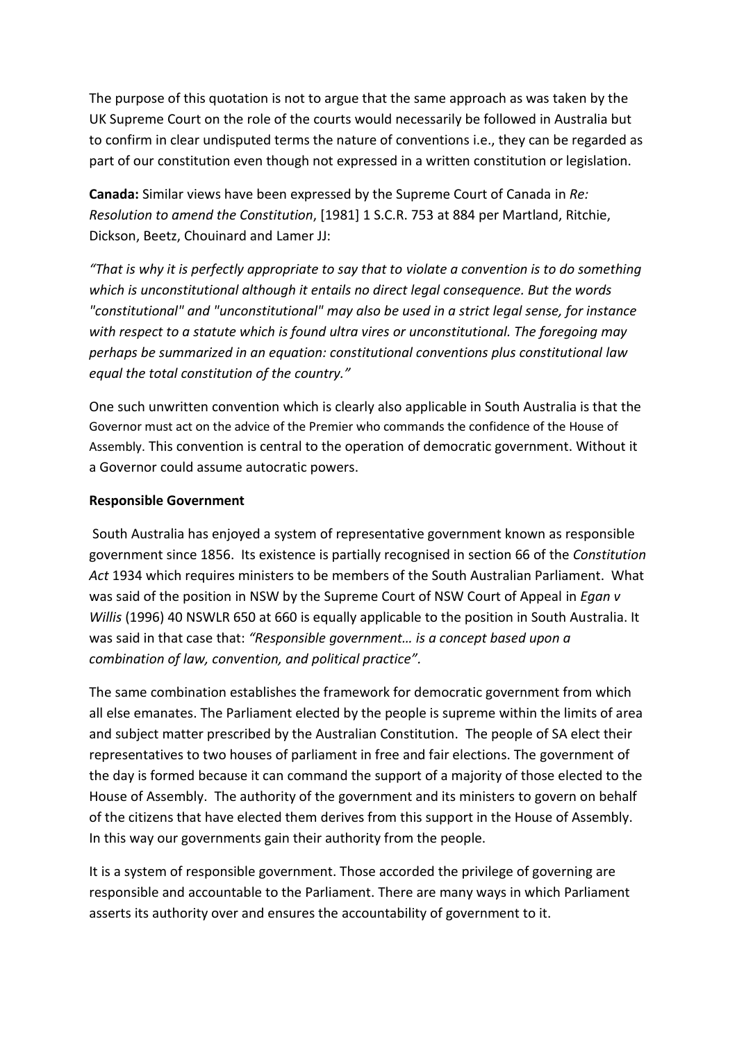The purpose of this quotation is not to argue that the same approach as was taken by the UK Supreme Court on the role of the courts would necessarily be followed in Australia but to confirm in clear undisputed terms the nature of conventions i.e., they can be regarded as part of our constitution even though not expressed in a written constitution or legislation.

**Canada:** Similar views have been expressed by the Supreme Court of Canada in *Re: Resolution to amend the Constitution*, [1981] 1 S.C.R. 753 at 884 per Martland, Ritchie, Dickson, Beetz, Chouinard and Lamer JJ:

*"That is why it is perfectly appropriate to say that to violate a convention is to do something which is unconstitutional although it entails no direct legal consequence. But the words "constitutional" and "unconstitutional" may also be used in a strict legal sense, for instance with respect to a statute which is found ultra vires or unconstitutional. The foregoing may perhaps be summarized in an equation: constitutional conventions plus constitutional law equal the total constitution of the country."*

One such unwritten convention which is clearly also applicable in South Australia is that the Governor must act on the advice of the Premier who commands the confidence of the House of Assembly. This convention is central to the operation of democratic government. Without it a Governor could assume autocratic powers.

**Responsible Government**

South Australia has enjoyed a system of representative government known as responsible government since 1856. Its existence is partially recognised in section 66 of the *Constitution Act* 1934 which requires ministers to be members of the South Australian Parliament. What was said of the position in NSW by the Supreme Court of NSW Court of Appeal in *Egan v Willis* (1996) 40 NSWLR 650 at 660 is equally applicable to the position in South Australia. It was said in that case that: *"Responsible government… is a concept based upon a combination of law, convention, and political practice".*

The same combination establishes the framework for democratic government from which all else emanates. The Parliament elected by the people is supreme within the limits of area and subject matter prescribed by the Australian Constitution. The people of SA elect their representatives to two houses of parliament in free and fair elections. The government of the day is formed because it can command the support of a majority of those elected to the House of Assembly. The authority of the government and its ministers to govern on behalf of the citizens that have elected them derives from this support in the House of Assembly. In this way our governments gain their authority from the people.

It is a system of responsible government. Those accorded the privilege of governing are responsible and accountable to the Parliament. There are many ways in which Parliament asserts its authority over and ensures the accountability of government to it.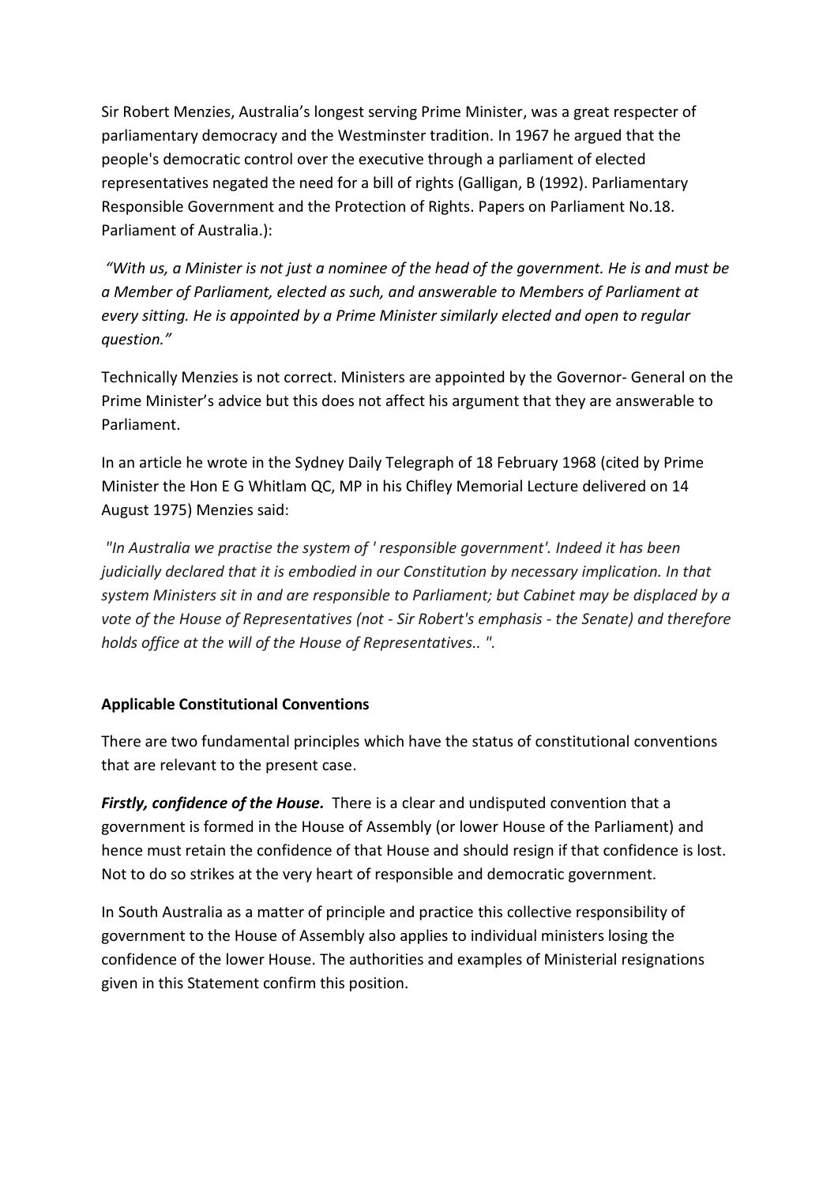Sir Robert Menzies, Australia's longest serving Prime Minister, was a great respecter of parliamentary democracy and the Westminster tradition. In 1967 he argued that the people's democratic control over the executive through a parliament of elected representatives negated the need for a bill of rights (Galligan, B (1992). Parliamentary Responsible Government and the Protection of Rights. Papers on Parliament No.18. Parliament of Australia.):

*"With us, a Minister is not just a nominee of the head of the government. He is and must be a Member of Parliament, elected as such, and answerable to Members of Parliament at every sitting. He is appointed by a Prime Minister similarly elected and open to regular question."*

Technically Menzies is not correct. Ministers are appointed by the Governor- General on the Prime Minister's advice but this does not affect his argument that they are answerable to Parliament.

In an article he wrote in the Sydney Daily Telegraph of 18 February 1968 (cited by Prime Minister the Hon E G Whitlam QC, MP in his Chifley Memorial Lecture delivered on 14 August 1975) Menzies said:

*"In Australia we practise the system of ' responsible government'. Indeed it has been judicially declared that it is embodied in our Constitution by necessary implication. In that system Ministers sit in and are responsible to Parliament; but Cabinet may be displaced by a vote of the House of Representatives (not - Sir Robert's emphasis - the Senate) and therefore holds office at the will of the House of Representatives.. ".*

**Applicable Constitutional Conventions**

There are two fundamental principles which have the status of constitutional conventions that are relevant to the present case.

***Firstly, confidence of the House.*** There is a clear and undisputed convention that a government is formed in the House of Assembly (or lower House of the Parliament) and hence must retain the confidence of that House and should resign if that confidence is lost. Not to do so strikes at the very heart of responsible and democratic government.

In South Australia as a matter of principle and practice this collective responsibility of government to the House of Assembly also applies to individual ministers losing the confidence of the lower House. The authorities and examples of Ministerial resignations given in this Statement confirm this position.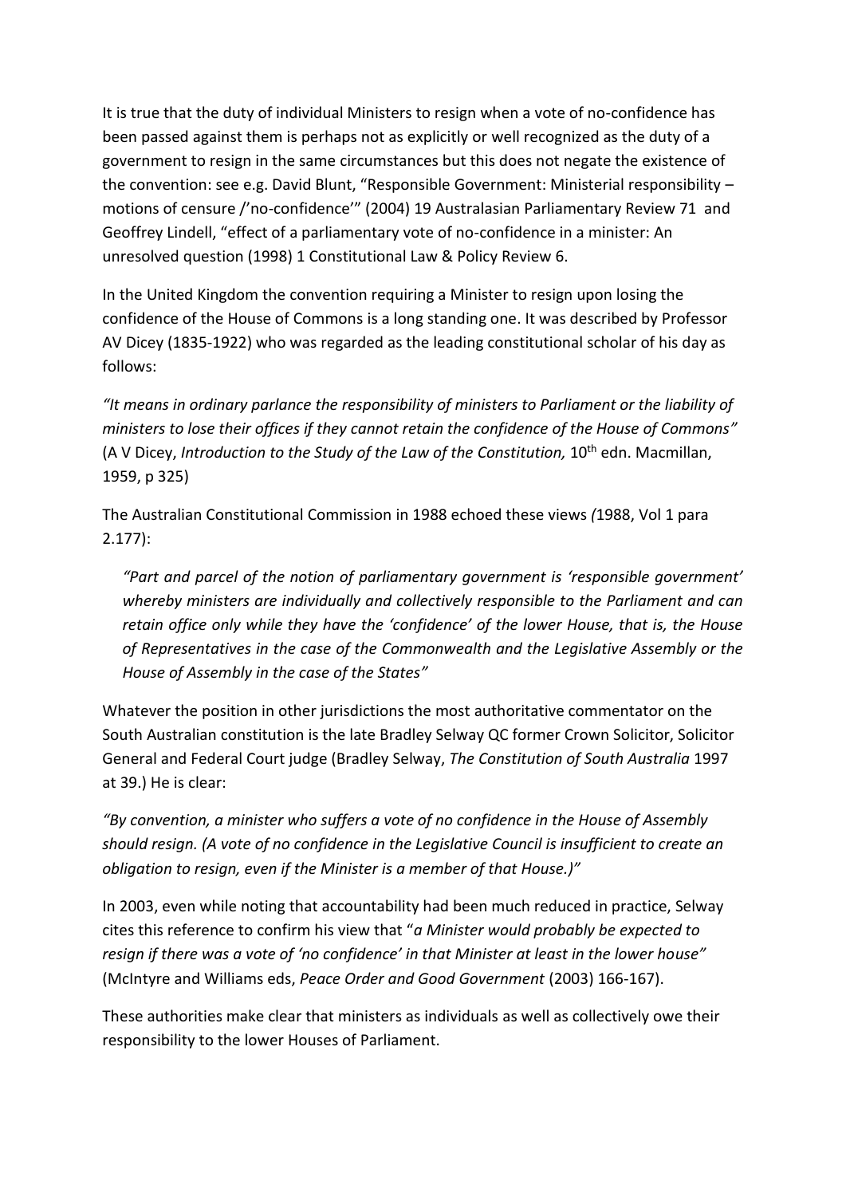It is true that the duty of individual Ministers to resign when a vote of no-confidence has been passed against them is perhaps not as explicitly or well recognized as the duty of a government to resign in the same circumstances but this does not negate the existence of the convention: see e.g. David Blunt, "Responsible Government: Ministerial responsibility – motions of censure /'no-confidence'" (2004) 19 Australasian Parliamentary Review 71 and Geoffrey Lindell, "effect of a parliamentary vote of no-confidence in a minister: An unresolved question (1998) 1 Constitutional Law & Policy Review 6.

In the United Kingdom the convention requiring a Minister to resign upon losing the confidence of the House of Commons is a long standing one. It was described by Professor AV Dicey (1835-1922) who was regarded as the leading constitutional scholar of his day as follows:

*"It means in ordinary parlance the responsibility of ministers to Parliament or the liability of ministers to lose their offices if they cannot retain the confidence of the House of Commons"* (A V Dicey, *Introduction to the Study of the Law of the Constitution,* 10th edn. Macmillan, 1959, p 325)

The Australian Constitutional Commission in 1988 echoed these views *(*1988, Vol 1 para 2.177):

> *"Part and parcel of the notion of parliamentary government is 'responsible government' whereby ministers are individually and collectively responsible to the Parliament and can retain office only while they have the 'confidence' of the lower House, that is, the House of Representatives in the case of the Commonwealth and the Legislative Assembly or the House of Assembly in the case of the States"*

Whatever the position in other jurisdictions the most authoritative commentator on the South Australian constitution is the late Bradley Selway QC former Crown Solicitor, Solicitor General and Federal Court judge (Bradley Selway, *The Constitution of South Australia* 1997 at 39.) He is clear:

*"By convention, a minister who suffers a vote of no confidence in the House of Assembly should resign. (A vote of no confidence in the Legislative Council is insufficient to create an obligation to resign, even if the Minister is a member of that House.)"*

In 2003, even while noting that accountability had been much reduced in practice, Selway cites this reference to confirm his view that "*a Minister would probably be expected to resign if there was a vote of 'no confidence' in that Minister at least in the lower house"* (McIntyre and Williams eds, *Peace Order and Good Government* (2003) 166-167).

These authorities make clear that ministers as individuals as well as collectively owe their responsibility to the lower Houses of Parliament.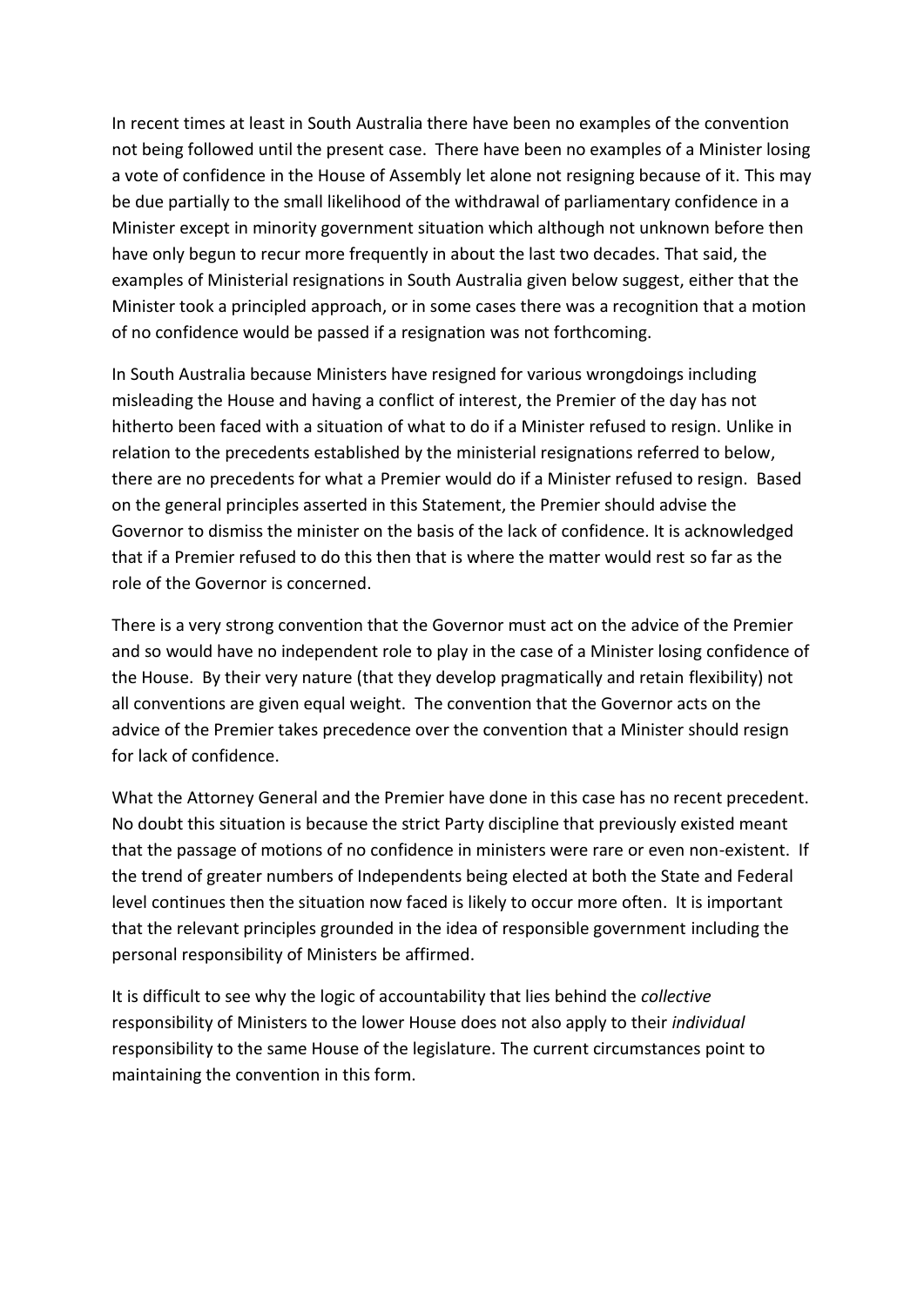In recent times at least in South Australia there have been no examples of the convention not being followed until the present case. There have been no examples of a Minister losing a vote of confidence in the House of Assembly let alone not resigning because of it. This may be due partially to the small likelihood of the withdrawal of parliamentary confidence in a Minister except in minority government situation which although not unknown before then have only begun to recur more frequently in about the last two decades. That said, the examples of Ministerial resignations in South Australia given below suggest, either that the Minister took a principled approach, or in some cases there was a recognition that a motion of no confidence would be passed if a resignation was not forthcoming.

In South Australia because Ministers have resigned for various wrongdoings including misleading the House and having a conflict of interest, the Premier of the day has not hitherto been faced with a situation of what to do if a Minister refused to resign. Unlike in relation to the precedents established by the ministerial resignations referred to below, there are no precedents for what a Premier would do if a Minister refused to resign. Based on the general principles asserted in this Statement, the Premier should advise the Governor to dismiss the minister on the basis of the lack of confidence. It is acknowledged that if a Premier refused to do this then that is where the matter would rest so far as the role of the Governor is concerned.

There is a very strong convention that the Governor must act on the advice of the Premier and so would have no independent role to play in the case of a Minister losing confidence of the House. By their very nature (that they develop pragmatically and retain flexibility) not all conventions are given equal weight. The convention that the Governor acts on the advice of the Premier takes precedence over the convention that a Minister should resign for lack of confidence.

What the Attorney General and the Premier have done in this case has no recent precedent. No doubt this situation is because the strict Party discipline that previously existed meant that the passage of motions of no confidence in ministers were rare or even non-existent. If the trend of greater numbers of Independents being elected at both the State and Federal level continues then the situation now faced is likely to occur more often. It is important that the relevant principles grounded in the idea of responsible government including the personal responsibility of Ministers be affirmed.

It is difficult to see why the logic of accountability that lies behind the *collective* responsibility of Ministers to the lower House does not also apply to their *individual* responsibility to the same House of the legislature. The current circumstances point to maintaining the convention in this form.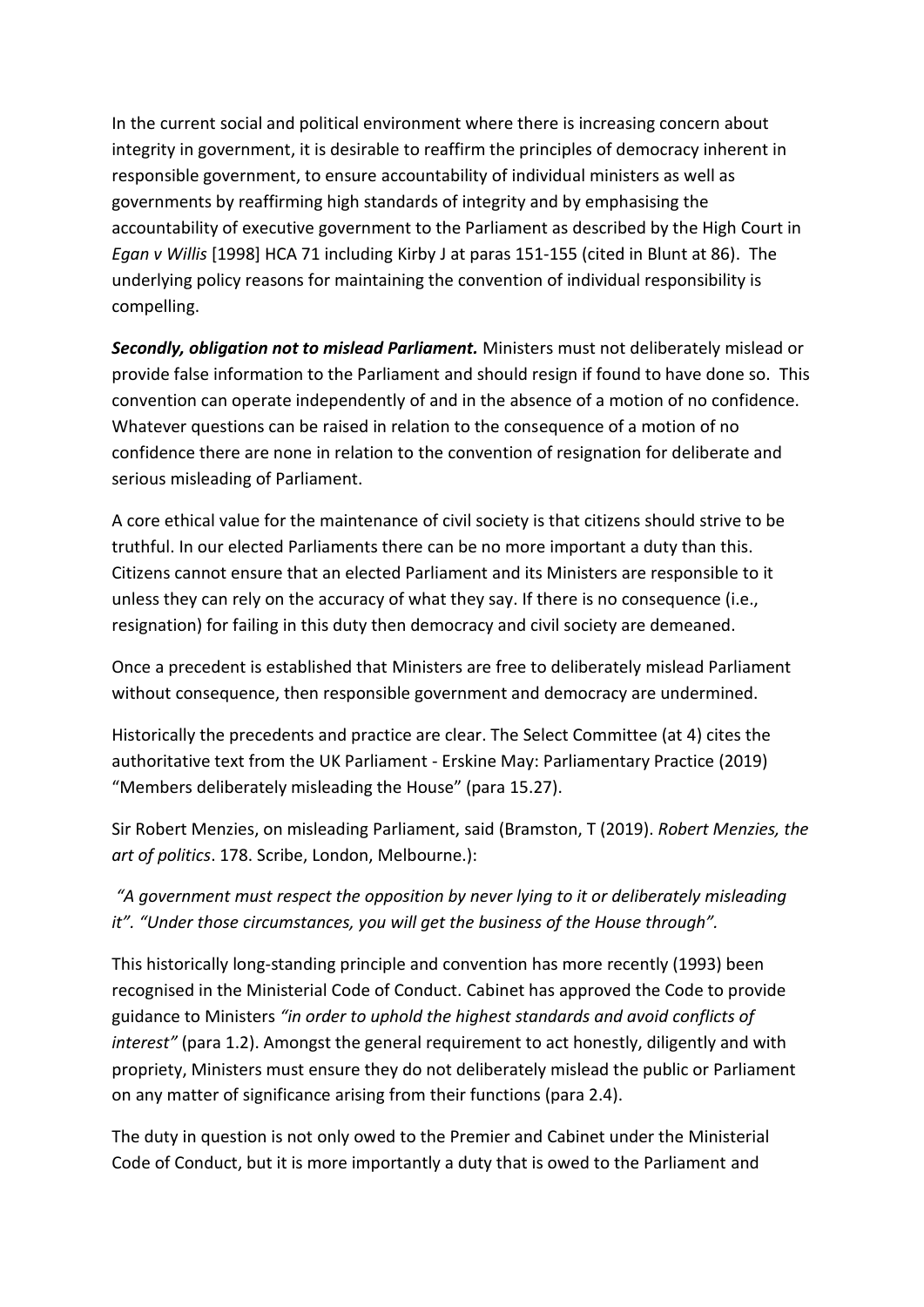In the current social and political environment where there is increasing concern about integrity in government, it is desirable to reaffirm the principles of democracy inherent in responsible government, to ensure accountability of individual ministers as well as governments by reaffirming high standards of integrity and by emphasising the accountability of executive government to the Parliament as described by the High Court in *Egan v Willis* [1998] HCA 71 including Kirby J at paras 151-155 (cited in Blunt at 86). The underlying policy reasons for maintaining the convention of individual responsibility is compelling.

***Secondly, obligation not to mislead Parliament.*** Ministers must not deliberately mislead or provide false information to the Parliament and should resign if found to have done so. This convention can operate independently of and in the absence of a motion of no confidence. Whatever questions can be raised in relation to the consequence of a motion of no confidence there are none in relation to the convention of resignation for deliberate and serious misleading of Parliament.

A core ethical value for the maintenance of civil society is that citizens should strive to be truthful. In our elected Parliaments there can be no more important a duty than this. Citizens cannot ensure that an elected Parliament and its Ministers are responsible to it unless they can rely on the accuracy of what they say. If there is no consequence (i.e., resignation) for failing in this duty then democracy and civil society are demeaned.

Once a precedent is established that Ministers are free to deliberately mislead Parliament without consequence, then responsible government and democracy are undermined.

Historically the precedents and practice are clear. The Select Committee (at 4) cites the authoritative text from the UK Parliament - Erskine May: Parliamentary Practice (2019) "Members deliberately misleading the House" (para 15.27).

Sir Robert Menzies, on misleading Parliament, said (Bramston, T (2019). *Robert Menzies, the art of politics*. 178. Scribe, London, Melbourne.):

*"A government must respect the opposition by never lying to it or deliberately misleading it". "Under those circumstances, you will get the business of the House through"*.

This historically long-standing principle and convention has more recently (1993) been recognised in the Ministerial Code of Conduct. Cabinet has approved the Code to provide guidance to Ministers *"in order to uphold the highest standards and avoid conflicts of interest"* (para 1.2). Amongst the general requirement to act honestly, diligently and with propriety, Ministers must ensure they do not deliberately mislead the public or Parliament on any matter of significance arising from their functions (para 2.4).

The duty in question is not only owed to the Premier and Cabinet under the Ministerial Code of Conduct, but it is more importantly a duty that is owed to the Parliament and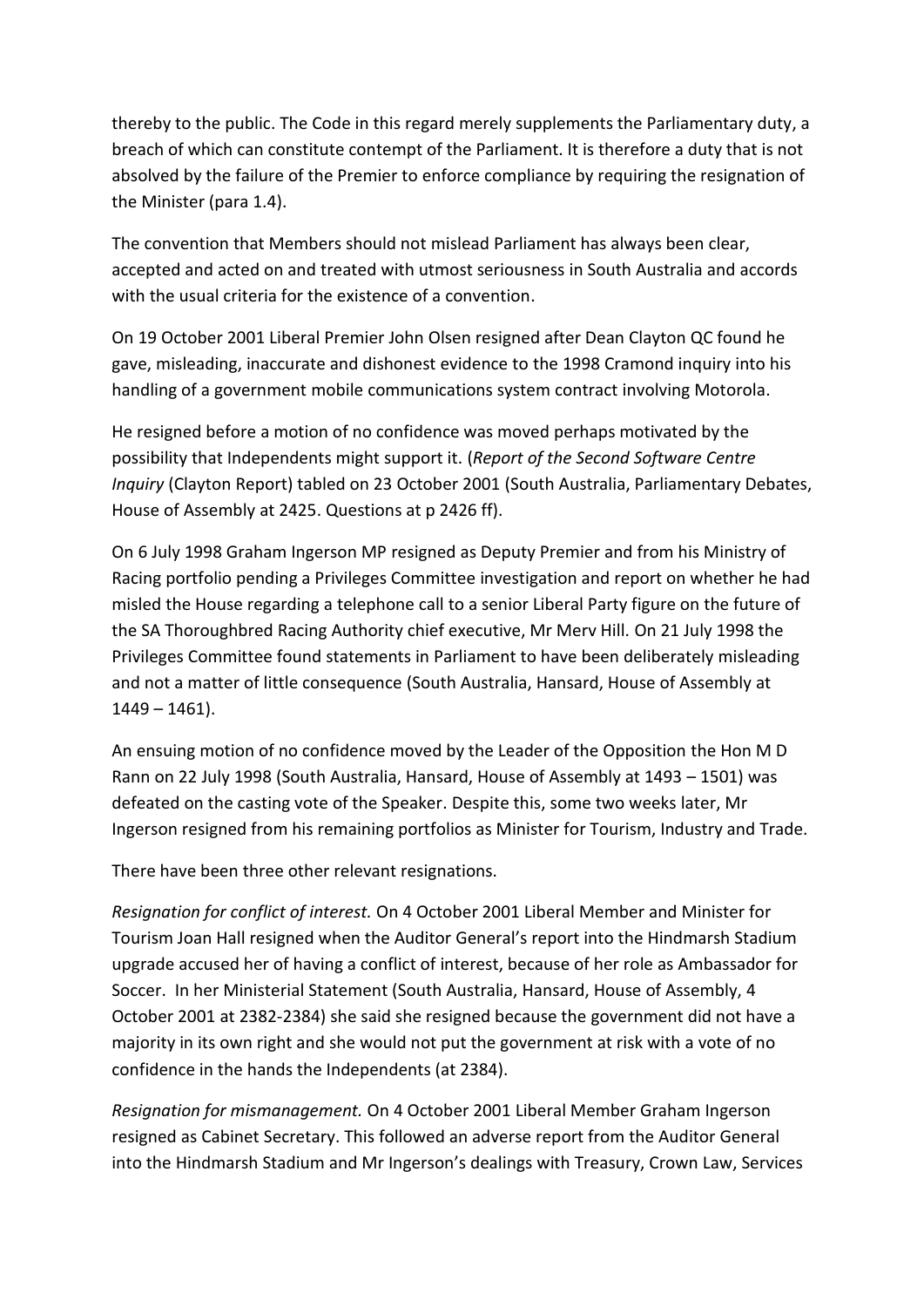thereby to the public. The Code in this regard merely supplements the Parliamentary duty, a breach of which can constitute contempt of the Parliament. It is therefore a duty that is not absolved by the failure of the Premier to enforce compliance by requiring the resignation of the Minister (para 1.4).

The convention that Members should not mislead Parliament has always been clear, accepted and acted on and treated with utmost seriousness in South Australia and accords with the usual criteria for the existence of a convention.

On 19 October 2001 Liberal Premier John Olsen resigned after Dean Clayton QC found he gave, misleading, inaccurate and dishonest evidence to the 1998 Cramond inquiry into his handling of a government mobile communications system contract involving Motorola.

He resigned before a motion of no confidence was moved perhaps motivated by the possibility that Independents might support it. (*Report of the Second Software Centre Inquiry* (Clayton Report) tabled on 23 October 2001 (South Australia, Parliamentary Debates, House of Assembly at 2425. Questions at p 2426 ff).

On 6 July 1998 Graham Ingerson MP resigned as Deputy Premier and from his Ministry of Racing portfolio pending a Privileges Committee investigation and report on whether he had misled the House regarding a telephone call to a senior Liberal Party figure on the future of the SA Thoroughbred Racing Authority chief executive, Mr Merv Hill. On 21 July 1998 the Privileges Committee found statements in Parliament to have been deliberately misleading and not a matter of little consequence (South Australia, Hansard, House of Assembly at 1449 – 1461).

An ensuing motion of no confidence moved by the Leader of the Opposition the Hon M D Rann on 22 July 1998 (South Australia, Hansard, House of Assembly at 1493 – 1501) was defeated on the casting vote of the Speaker. Despite this, some two weeks later, Mr Ingerson resigned from his remaining portfolios as Minister for Tourism, Industry and Trade.

There have been three other relevant resignations.

*Resignation for conflict of interest.* On 4 October 2001 Liberal Member and Minister for Tourism Joan Hall resigned when the Auditor General's report into the Hindmarsh Stadium upgrade accused her of having a conflict of interest, because of her role as Ambassador for Soccer. In her Ministerial Statement (South Australia, Hansard, House of Assembly, 4 October 2001 at 2382-2384) she said she resigned because the government did not have a majority in its own right and she would not put the government at risk with a vote of no confidence in the hands the Independents (at 2384).

*Resignation for mismanagement.* On 4 October 2001 Liberal Member Graham Ingerson resigned as Cabinet Secretary. This followed an adverse report from the Auditor General into the Hindmarsh Stadium and Mr Ingerson's dealings with Treasury, Crown Law, Services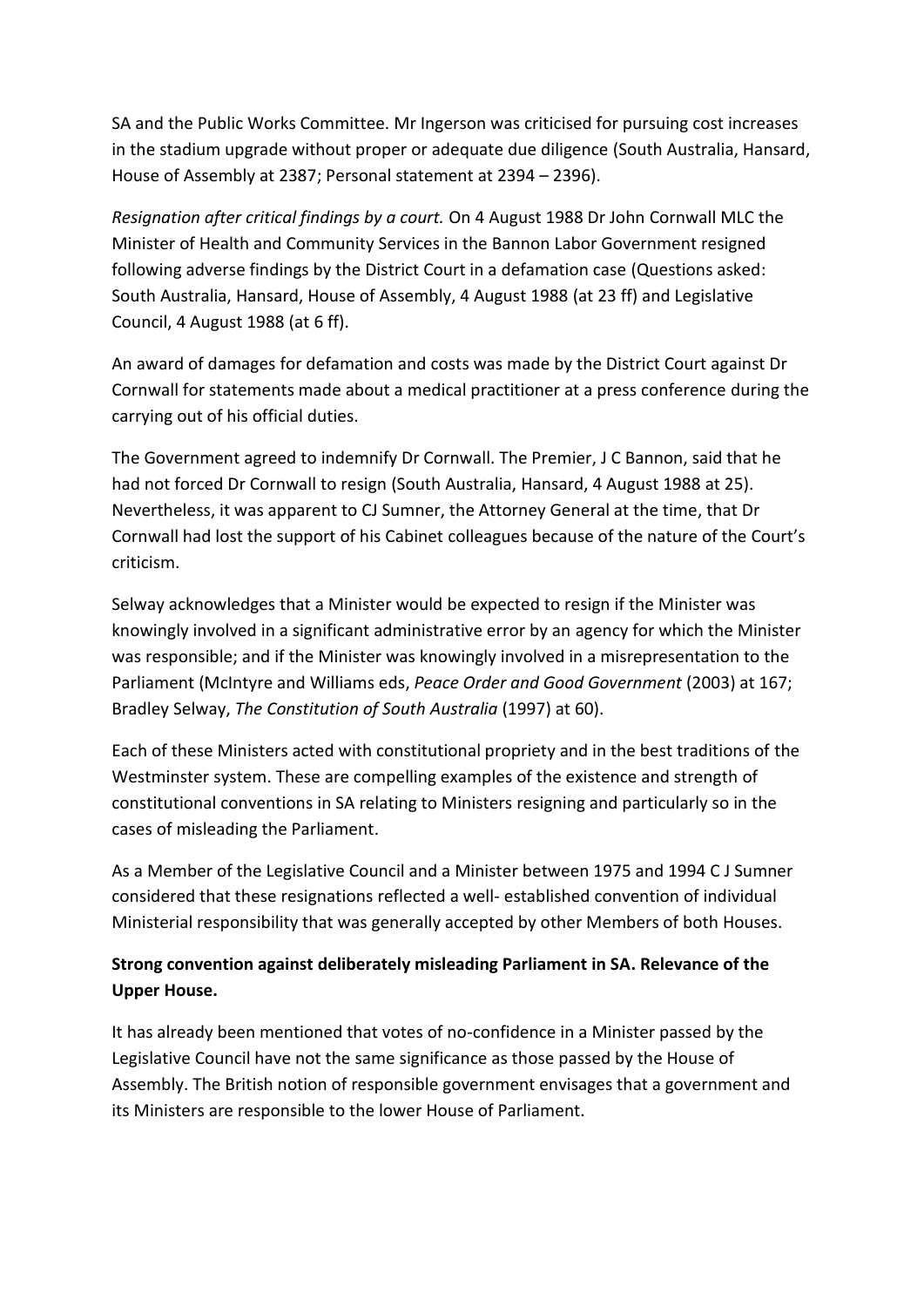SA and the Public Works Committee. Mr Ingerson was criticised for pursuing cost increases in the stadium upgrade without proper or adequate due diligence (South Australia, Hansard, House of Assembly at 2387; Personal statement at 2394 – 2396).

*Resignation after critical findings by a court.* On 4 August 1988 Dr John Cornwall MLC the Minister of Health and Community Services in the Bannon Labor Government resigned following adverse findings by the District Court in a defamation case (Questions asked: South Australia, Hansard, House of Assembly, 4 August 1988 (at 23 ff) and Legislative Council, 4 August 1988 (at 6 ff).

An award of damages for defamation and costs was made by the District Court against Dr Cornwall for statements made about a medical practitioner at a press conference during the carrying out of his official duties.

The Government agreed to indemnify Dr Cornwall. The Premier, J C Bannon, said that he had not forced Dr Cornwall to resign (South Australia, Hansard, 4 August 1988 at 25). Nevertheless, it was apparent to CJ Sumner, the Attorney General at the time, that Dr Cornwall had lost the support of his Cabinet colleagues because of the nature of the Court's criticism.

Selway acknowledges that a Minister would be expected to resign if the Minister was knowingly involved in a significant administrative error by an agency for which the Minister was responsible; and if the Minister was knowingly involved in a misrepresentation to the Parliament (McIntyre and Williams eds, *Peace Order and Good Government* (2003) at 167; Bradley Selway, *The Constitution of South Australia* (1997) at 60).

Each of these Ministers acted with constitutional propriety and in the best traditions of the Westminster system. These are compelling examples of the existence and strength of constitutional conventions in SA relating to Ministers resigning and particularly so in the cases of misleading the Parliament.

As a Member of the Legislative Council and a Minister between 1975 and 1994 C J Sumner considered that these resignations reflected a well- established convention of individual Ministerial responsibility that was generally accepted by other Members of both Houses.

**Strong convention against deliberately misleading Parliament in SA. Relevance of the Upper House.**

It has already been mentioned that votes of no-confidence in a Minister passed by the Legislative Council have not the same significance as those passed by the House of Assembly. The British notion of responsible government envisages that a government and its Ministers are responsible to the lower House of Parliament.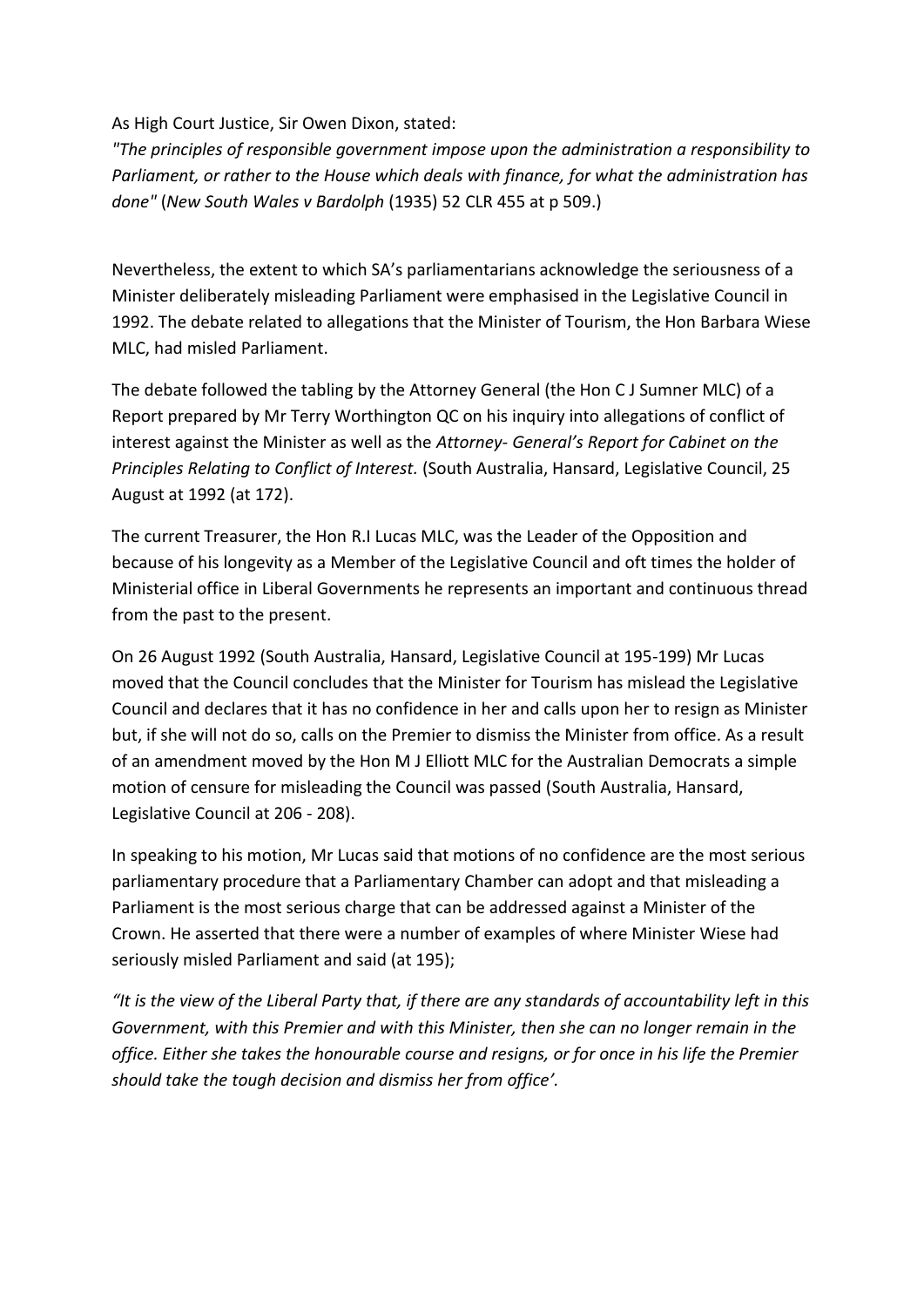As High Court Justice, Sir Owen Dixon, stated:

*"The principles of responsible government impose upon the administration a responsibility to Parliament, or rather to the House which deals with finance, for what the administration has done"* (*New South Wales v Bardolph* (1935) 52 CLR 455 at p 509.)

Nevertheless, the extent to which SA's parliamentarians acknowledge the seriousness of a Minister deliberately misleading Parliament were emphasised in the Legislative Council in 1992. The debate related to allegations that the Minister of Tourism, the Hon Barbara Wiese MLC, had misled Parliament.

The debate followed the tabling by the Attorney General (the Hon C J Sumner MLC) of a Report prepared by Mr Terry Worthington QC on his inquiry into allegations of conflict of interest against the Minister as well as the *Attorney- General's Report for Cabinet on the Principles Relating to Conflict of Interest.* (South Australia, Hansard, Legislative Council, 25 August at 1992 (at 172).

The current Treasurer, the Hon R.I Lucas MLC, was the Leader of the Opposition and because of his longevity as a Member of the Legislative Council and oft times the holder of Ministerial office in Liberal Governments he represents an important and continuous thread from the past to the present.

On 26 August 1992 (South Australia, Hansard, Legislative Council at 195-199) Mr Lucas moved that the Council concludes that the Minister for Tourism has mislead the Legislative Council and declares that it has no confidence in her and calls upon her to resign as Minister but, if she will not do so, calls on the Premier to dismiss the Minister from office. As a result of an amendment moved by the Hon M J Elliott MLC for the Australian Democrats a simple motion of censure for misleading the Council was passed (South Australia, Hansard, Legislative Council at 206 - 208).

In speaking to his motion, Mr Lucas said that motions of no confidence are the most serious parliamentary procedure that a Parliamentary Chamber can adopt and that misleading a Parliament is the most serious charge that can be addressed against a Minister of the Crown. He asserted that there were a number of examples of where Minister Wiese had seriously misled Parliament and said (at 195);

*"It is the view of the Liberal Party that, if there are any standards of accountability left in this Government, with this Premier and with this Minister, then she can no longer remain in the office. Either she takes the honourable course and resigns, or for once in his life the Premier should take the tough decision and dismiss her from office'.*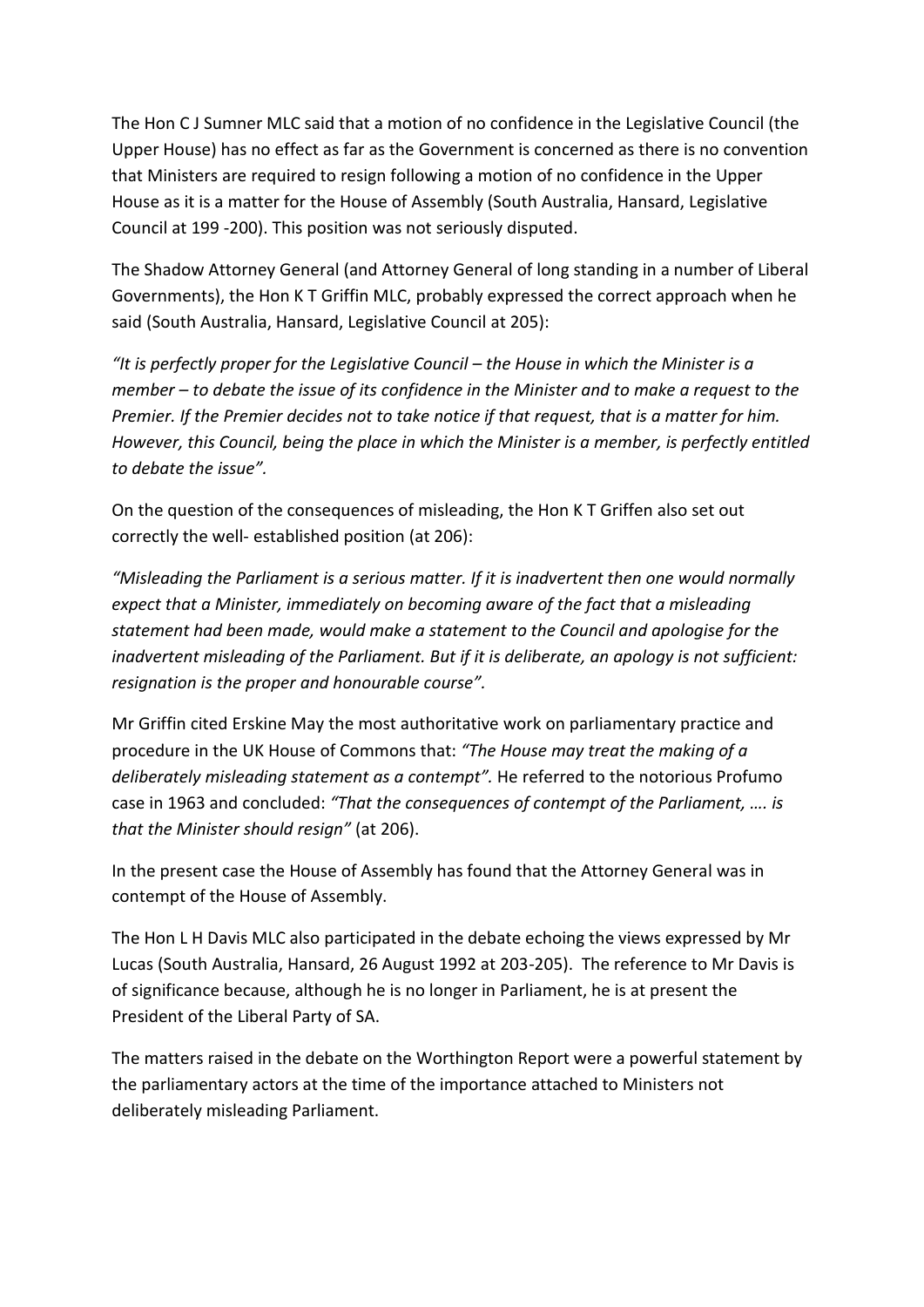The Hon C J Sumner MLC said that a motion of no confidence in the Legislative Council (the Upper House) has no effect as far as the Government is concerned as there is no convention that Ministers are required to resign following a motion of no confidence in the Upper House as it is a matter for the House of Assembly (South Australia, Hansard, Legislative Council at 199 -200). This position was not seriously disputed.

The Shadow Attorney General (and Attorney General of long standing in a number of Liberal Governments), the Hon K T Griffin MLC, probably expressed the correct approach when he said (South Australia, Hansard, Legislative Council at 205):

*"It is perfectly proper for the Legislative Council – the House in which the Minister is a member – to debate the issue of its confidence in the Minister and to make a request to the Premier. If the Premier decides not to take notice if that request, that is a matter for him. However, this Council, being the place in which the Minister is a member, is perfectly entitled to debate the issue".*

On the question of the consequences of misleading, the Hon K T Griffen also set out correctly the well- established position (at 206):

*"Misleading the Parliament is a serious matter. If it is inadvertent then one would normally expect that a Minister, immediately on becoming aware of the fact that a misleading statement had been made, would make a statement to the Council and apologise for the inadvertent misleading of the Parliament. But if it is deliberate, an apology is not sufficient: resignation is the proper and honourable course".*

Mr Griffin cited Erskine May the most authoritative work on parliamentary practice and procedure in the UK House of Commons that: *"The House may treat the making of a deliberately misleading statement as a contempt".* He referred to the notorious Profumo case in 1963 and concluded: *"That the consequences of contempt of the Parliament, …. is that the Minister should resign"* (at 206).

In the present case the House of Assembly has found that the Attorney General was in contempt of the House of Assembly.

The Hon L H Davis MLC also participated in the debate echoing the views expressed by Mr Lucas (South Australia, Hansard, 26 August 1992 at 203-205). The reference to Mr Davis is of significance because, although he is no longer in Parliament, he is at present the President of the Liberal Party of SA.

The matters raised in the debate on the Worthington Report were a powerful statement by the parliamentary actors at the time of the importance attached to Ministers not deliberately misleading Parliament.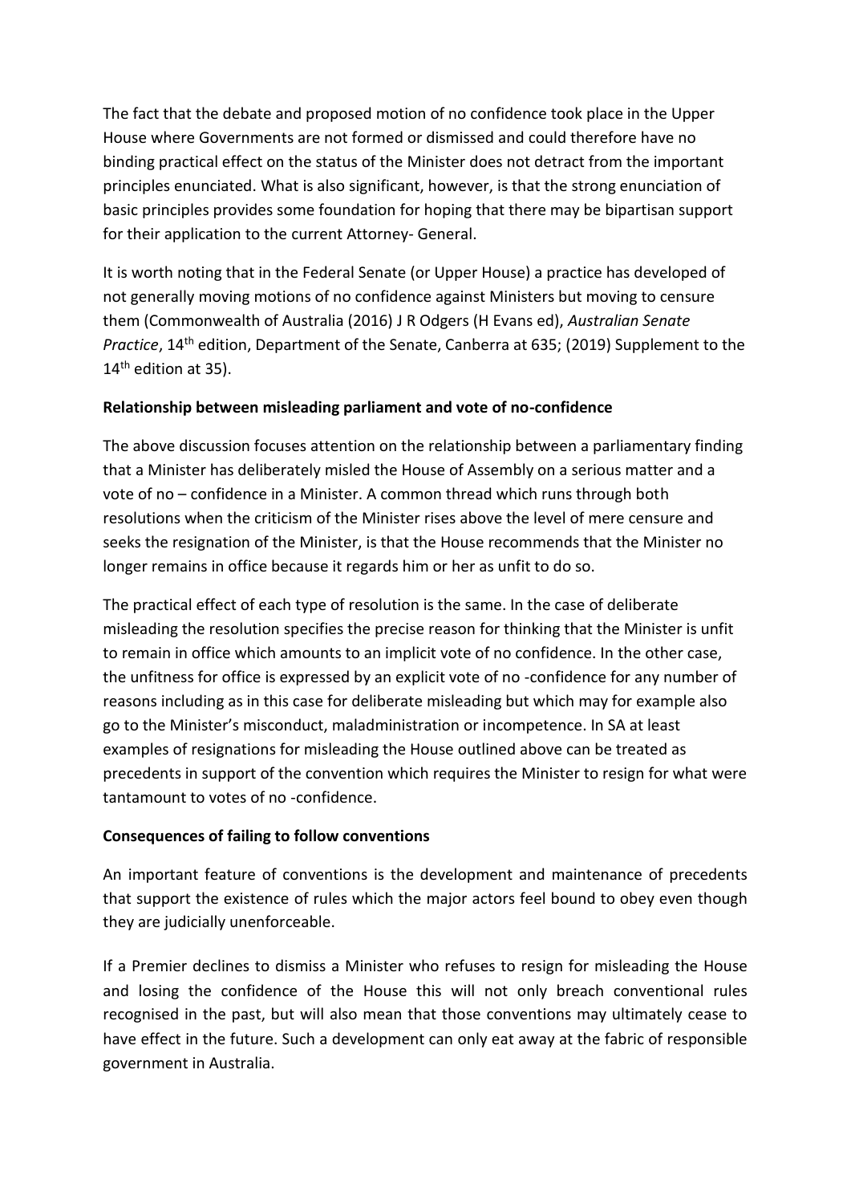The fact that the debate and proposed motion of no confidence took place in the Upper House where Governments are not formed or dismissed and could therefore have no binding practical effect on the status of the Minister does not detract from the important principles enunciated. What is also significant, however, is that the strong enunciation of basic principles provides some foundation for hoping that there may be bipartisan support for their application to the current Attorney- General.

It is worth noting that in the Federal Senate (or Upper House) a practice has developed of not generally moving motions of no confidence against Ministers but moving to censure them (Commonwealth of Australia (2016) J R Odgers (H Evans ed), *Australian Senate Practice*, 14th edition, Department of the Senate, Canberra at 635; (2019) Supplement to the 14th edition at 35).

**Relationship between misleading parliament and vote of no-confidence**

The above discussion focuses attention on the relationship between a parliamentary finding that a Minister has deliberately misled the House of Assembly on a serious matter and a vote of no – confidence in a Minister. A common thread which runs through both resolutions when the criticism of the Minister rises above the level of mere censure and seeks the resignation of the Minister, is that the House recommends that the Minister no longer remains in office because it regards him or her as unfit to do so.

The practical effect of each type of resolution is the same. In the case of deliberate misleading the resolution specifies the precise reason for thinking that the Minister is unfit to remain in office which amounts to an implicit vote of no confidence. In the other case, the unfitness for office is expressed by an explicit vote of no -confidence for any number of reasons including as in this case for deliberate misleading but which may for example also go to the Minister's misconduct, maladministration or incompetence. In SA at least examples of resignations for misleading the House outlined above can be treated as precedents in support of the convention which requires the Minister to resign for what were tantamount to votes of no -confidence.

**Consequences of failing to follow conventions**

An important feature of conventions is the development and maintenance of precedents that support the existence of rules which the major actors feel bound to obey even though they are judicially unenforceable.

If a Premier declines to dismiss a Minister who refuses to resign for misleading the House and losing the confidence of the House this will not only breach conventional rules recognised in the past, but will also mean that those conventions may ultimately cease to have effect in the future. Such a development can only eat away at the fabric of responsible government in Australia.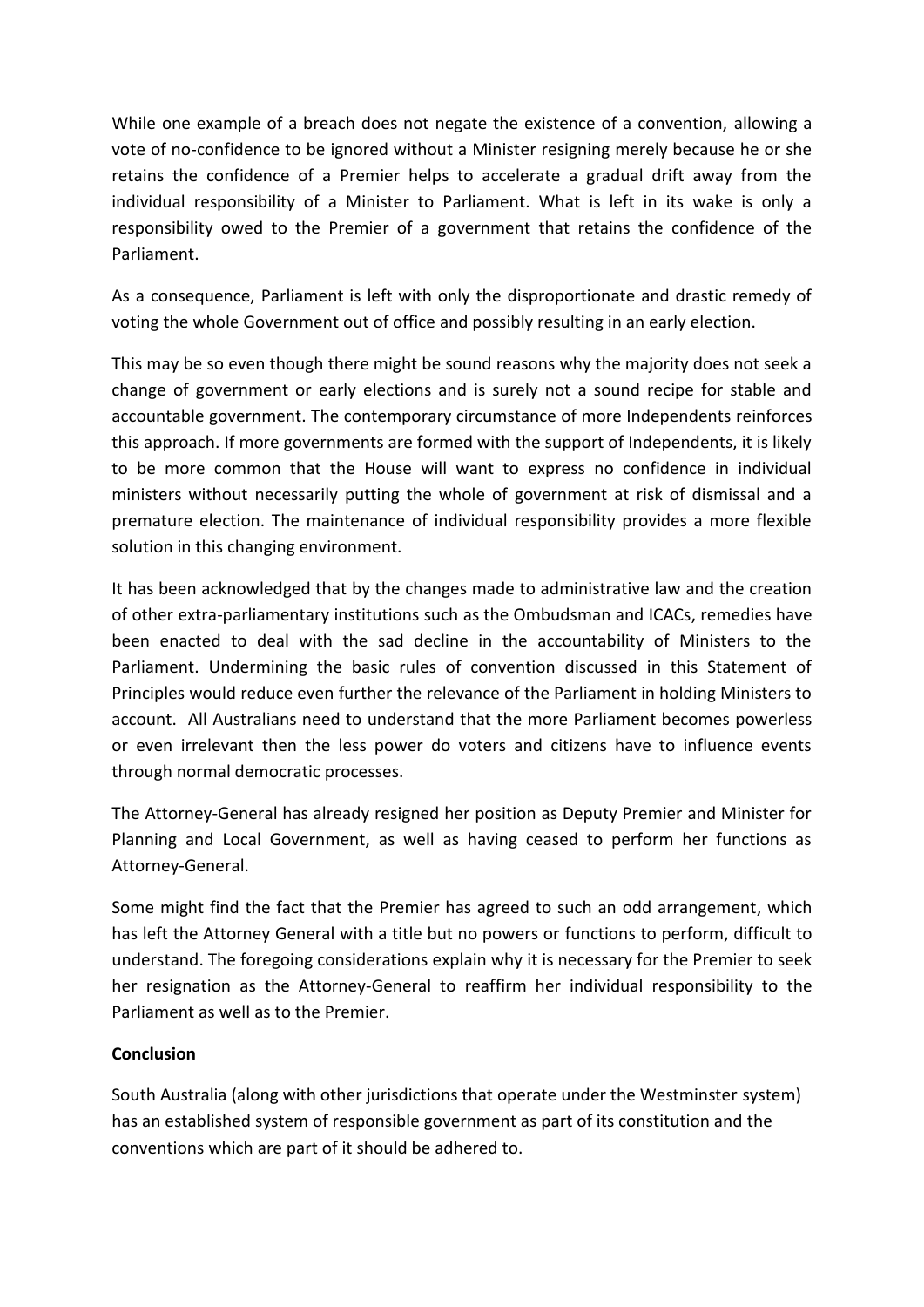While one example of a breach does not negate the existence of a convention, allowing a vote of no-confidence to be ignored without a Minister resigning merely because he or she retains the confidence of a Premier helps to accelerate a gradual drift away from the individual responsibility of a Minister to Parliament. What is left in its wake is only a responsibility owed to the Premier of a government that retains the confidence of the Parliament.

As a consequence, Parliament is left with only the disproportionate and drastic remedy of voting the whole Government out of office and possibly resulting in an early election.

This may be so even though there might be sound reasons why the majority does not seek a change of government or early elections and is surely not a sound recipe for stable and accountable government. The contemporary circumstance of more Independents reinforces this approach. If more governments are formed with the support of Independents, it is likely to be more common that the House will want to express no confidence in individual ministers without necessarily putting the whole of government at risk of dismissal and a premature election. The maintenance of individual responsibility provides a more flexible solution in this changing environment.

It has been acknowledged that by the changes made to administrative law and the creation of other extra-parliamentary institutions such as the Ombudsman and ICACs, remedies have been enacted to deal with the sad decline in the accountability of Ministers to the Parliament. Undermining the basic rules of convention discussed in this Statement of Principles would reduce even further the relevance of the Parliament in holding Ministers to account. All Australians need to understand that the more Parliament becomes powerless or even irrelevant then the less power do voters and citizens have to influence events through normal democratic processes.

The Attorney-General has already resigned her position as Deputy Premier and Minister for Planning and Local Government, as well as having ceased to perform her functions as Attorney-General.

Some might find the fact that the Premier has agreed to such an odd arrangement, which has left the Attorney General with a title but no powers or functions to perform, difficult to understand. The foregoing considerations explain why it is necessary for the Premier to seek her resignation as the Attorney-General to reaffirm her individual responsibility to the Parliament as well as to the Premier.

**Conclusion**

South Australia (along with other jurisdictions that operate under the Westminster system) has an established system of responsible government as part of its constitution and the conventions which are part of it should be adhered to.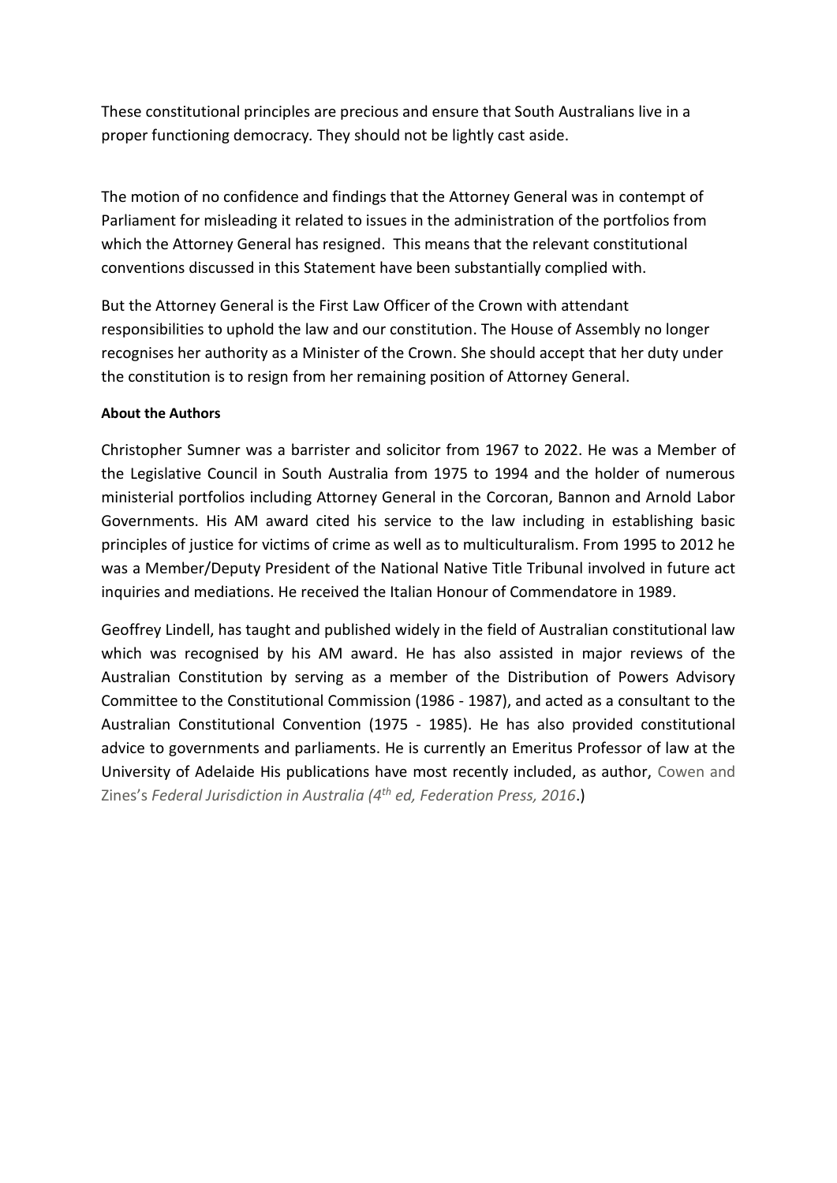These constitutional principles are precious and ensure that South Australians live in a proper functioning democracy*.* They should not be lightly cast aside.

The motion of no confidence and findings that the Attorney General was in contempt of Parliament for misleading it related to issues in the administration of the portfolios from which the Attorney General has resigned. This means that the relevant constitutional conventions discussed in this Statement have been substantially complied with.

But the Attorney General is the First Law Officer of the Crown with attendant responsibilities to uphold the law and our constitution. The House of Assembly no longer recognises her authority as a Minister of the Crown. She should accept that her duty under the constitution is to resign from her remaining position of Attorney General.

**About the Authors**

Christopher Sumner was a barrister and solicitor from 1967 to 2022. He was a Member of the Legislative Council in South Australia from 1975 to 1994 and the holder of numerous ministerial portfolios including Attorney General in the Corcoran, Bannon and Arnold Labor Governments. His AM award cited his service to the law including in establishing basic principles of justice for victims of crime as well as to multiculturalism. From 1995 to 2012 he was a Member/Deputy President of the National Native Title Tribunal involved in future act inquiries and mediations. He received the Italian Honour of Commendatore in 1989.

Geoffrey Lindell, has taught and published widely in the field of Australian constitutional law which was recognised by his AM award. He has also assisted in major reviews of the Australian Constitution by serving as a member of the Distribution of Powers Advisory Committee to the Constitutional Commission (1986 - 1987), and acted as a consultant to the Australian Constitutional Convention (1975 - 1985). He has also provided constitutional advice to governments and parliaments. He is currently an Emeritus Professor of law at the University of Adelaide His publications have most recently included, as author, Cowen and Zines's *Federal Jurisdiction in Australia (4th ed, Federation Press, 2016*.)